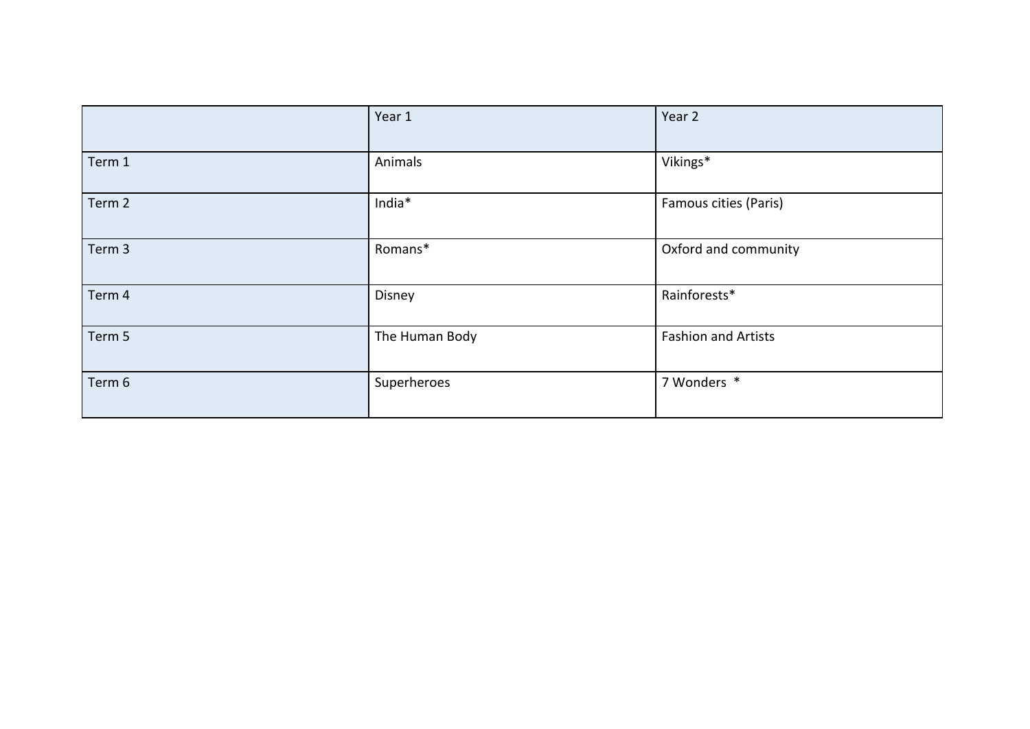| | Year 1 | Year 2 |
|---|---|---|
| Term 1 | Animals | Vikings* |
| Term 2 | India* | Famous cities (Paris) |
| Term 3 | Romans* | Oxford and community |
| Term 4 | Disney | Rainforests* |
| Term 5 | The Human Body | Fashion and Artists |
| Term 6 | Superheroes | 7 Wonders * |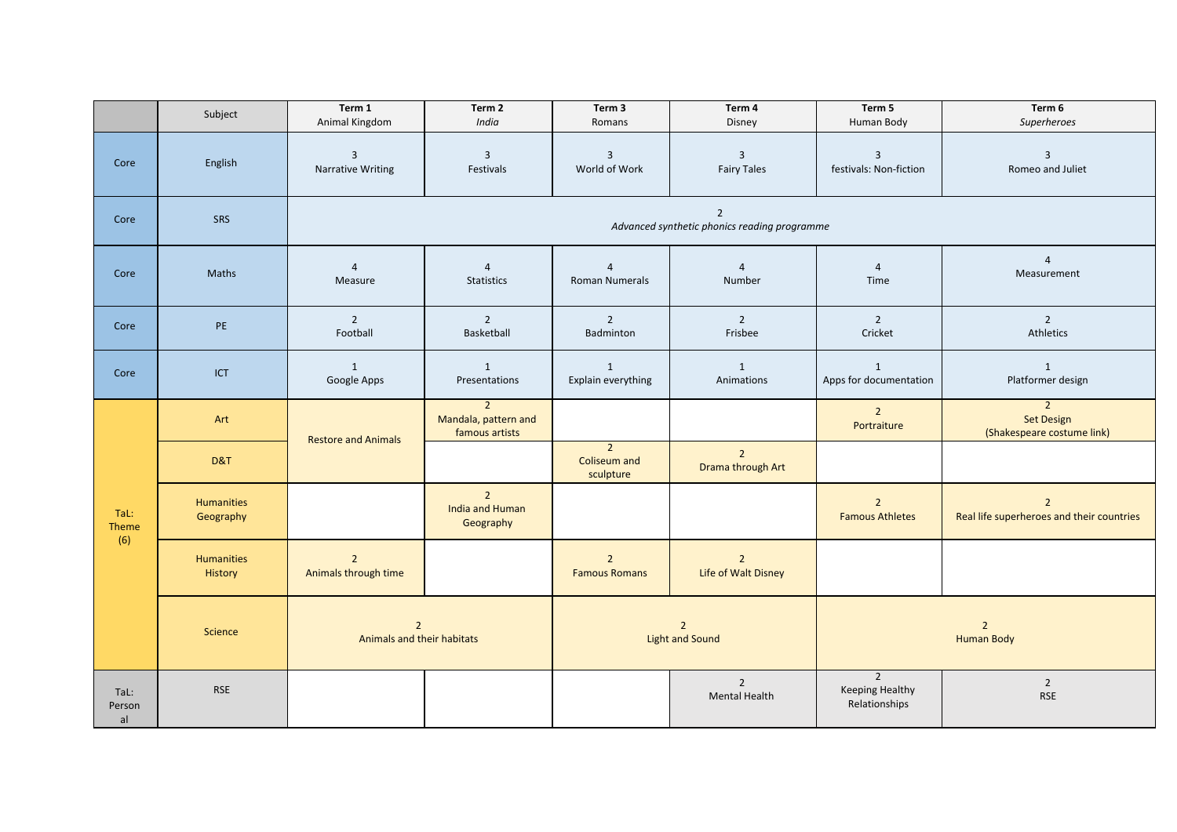| | Subject | **Term 1** Animal Kingdom | **Term 2** *India* | **Term 3** Romans | **Term 4** Disney | **Term 5** Human Body | **Term 6** *Superheroes* |
|---|---|---|---|---|---|---|---|
| Core | English | 3 Narrative Writing | 3 Festivals | 3 World of Work | 3 Fairy Tales | 3 festivals: Non-fiction | 3 Romeo and Juliet |
| Core | SRS | 2 *Advanced synthetic phonics reading programme* | | | | | |
| Core | Maths | 4 Measure | 4 Statistics | 4 Roman Numerals | 4 Number | 4 Time | 4 Measurement |
| Core | PE | 2 Football | 2 Basketball | 2 Badminton | 2 Frisbee | 2 Cricket | 2 Athletics |
| Core | ICT | 1 Google Apps | 1 Presentations | 1 Explain everything | 1 Animations | 1 Apps for documentation | 1 Platformer design |
| TaL: Theme (6) | Art | Restore and Animals | 2 Mandala, pattern and famous artists | | | 2 Portraiture | 2 Set Design (Shakespeare costume link) |
| | D&T | | | 2 Coliseum and sculpture | 2 Drama through Art | | |
| | Humanities Geography | | 2 India and Human Geography | | | 2 Famous Athletes | 2 Real life superheroes and their countries |
| | Humanities History | 2 Animals through time | | 2 Famous Romans | 2 Life of Walt Disney | | |
| | Science | 2 Animals and their habitats | | 2 Light and Sound | | 2 Human Body | |
| TaL: Personal | RSE | | | | 2 Mental Health | 2 Keeping Healthy Relationships | 2 RSE |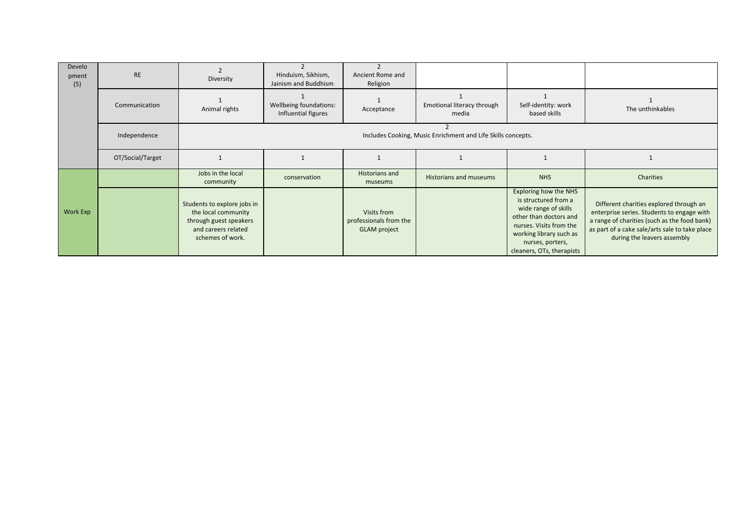| | | | | | | | |
|---|---|---|---|---|---|---|---|
| Develo pment (5) | RE | 2 Diversity | 2 Hinduism, Sikhism, Jainism and Buddhism | 2 Ancient Rome and Religion | | | |
| | Communication | 1 Animal rights | 1 Wellbeing foundations: Influential figures | 1 Acceptance | 1 Emotional literacy through media | 1 Self-identity: work based skills | 1 The unthinkables |
| | Independence | 2 Includes Cooking, Music Enrichment and Life Skills concepts. | | | | | |
| | OT/Social/Target | 1 | 1 | 1 | 1 | 1 | 1 |
| Work Exp | | Jobs in the local community | conservation | Historians and museums | Historians and museums | NHS | Charities |
| | | Students to explore jobs in the local community through guest speakers and careers related schemes of work. | | Visits from professionals from the GLAM project | | Exploring how the NHS is structured from a wide range of skills other than doctors and nurses. Visits from the working library such as nurses, porters, cleaners, OTs, therapists | Different charities explored through an enterprise series. Students to engage with a range of charities (such as the food bank) as part of a cake sale/arts sale to take place during the leavers assembly |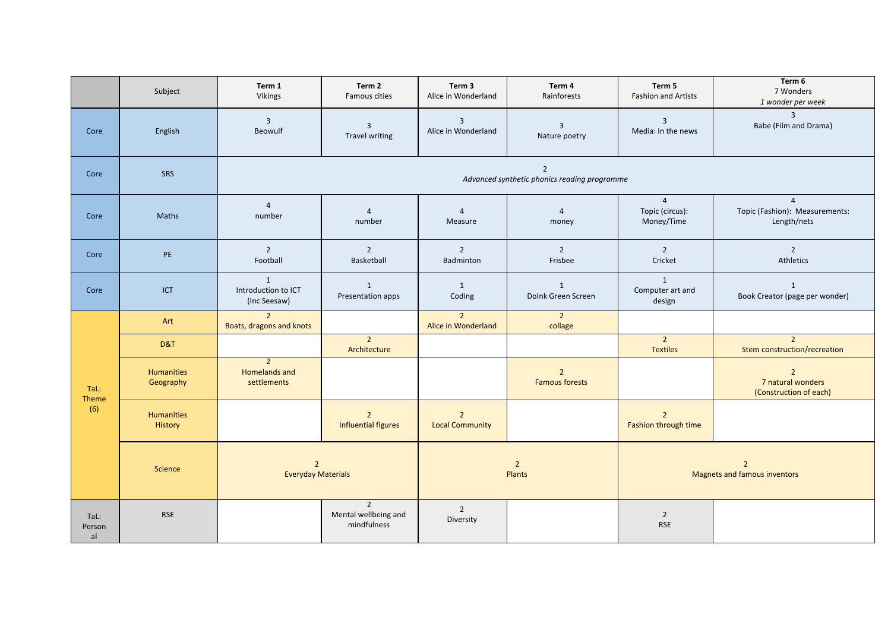| | Subject | **Term 1** Vikings | **Term 2** Famous cities | **Term 3** Alice in Wonderland | **Term 4** Rainforests | **Term 5** Fashion and Artists | **Term 6** 7 Wonders *1 wonder per week* |
|---|---|---|---|---|---|---|---|
| Core | English | 3 Beowulf | 3 Travel writing | 3 Alice in Wonderland | 3 Nature poetry | 3 Media: In the news | 3 Babe (Film and Drama) |
| Core | SRS | 2 *Advanced synthetic phonics reading programme* | | | | | |
| Core | Maths | 4 number | 4 number | 4 Measure | 4 money | 4 Topic (circus): Money/Time | 4 Topic (Fashion): Measurements: Length/nets |
| Core | PE | 2 Football | 2 Basketball | 2 Badminton | 2 Frisbee | 2 Cricket | 2 Athletics |
| Core | ICT | 1 Introduction to ICT (Inc Seesaw) | 1 Presentation apps | 1 Coding | 1 DoInk Green Screen | 1 Computer art and design | 1 Book Creator (page per wonder) |
| TaL: Theme (6) | Art | 2 Boats, dragons and knots | | 2 Alice in Wonderland | 2 collage | | |
| | D&T | | 2 Architecture | | | 2 Textiles | 2 Stem construction/recreation |
| | Humanities Geography | 2 Homelands and settlements | | | 2 Famous forests | | 2 7 natural wonders (Construction of each) |
| | Humanities History | | 2 Influential figures | 2 Local Community | | 2 Fashion through time | |
| | Science | 2 Everyday Materials | | 2 Plants | | 2 Magnets and famous inventors | |
| TaL: Personal | RSE | | 2 Mental wellbeing and mindfulness | 2 Diversity | | 2 RSE | |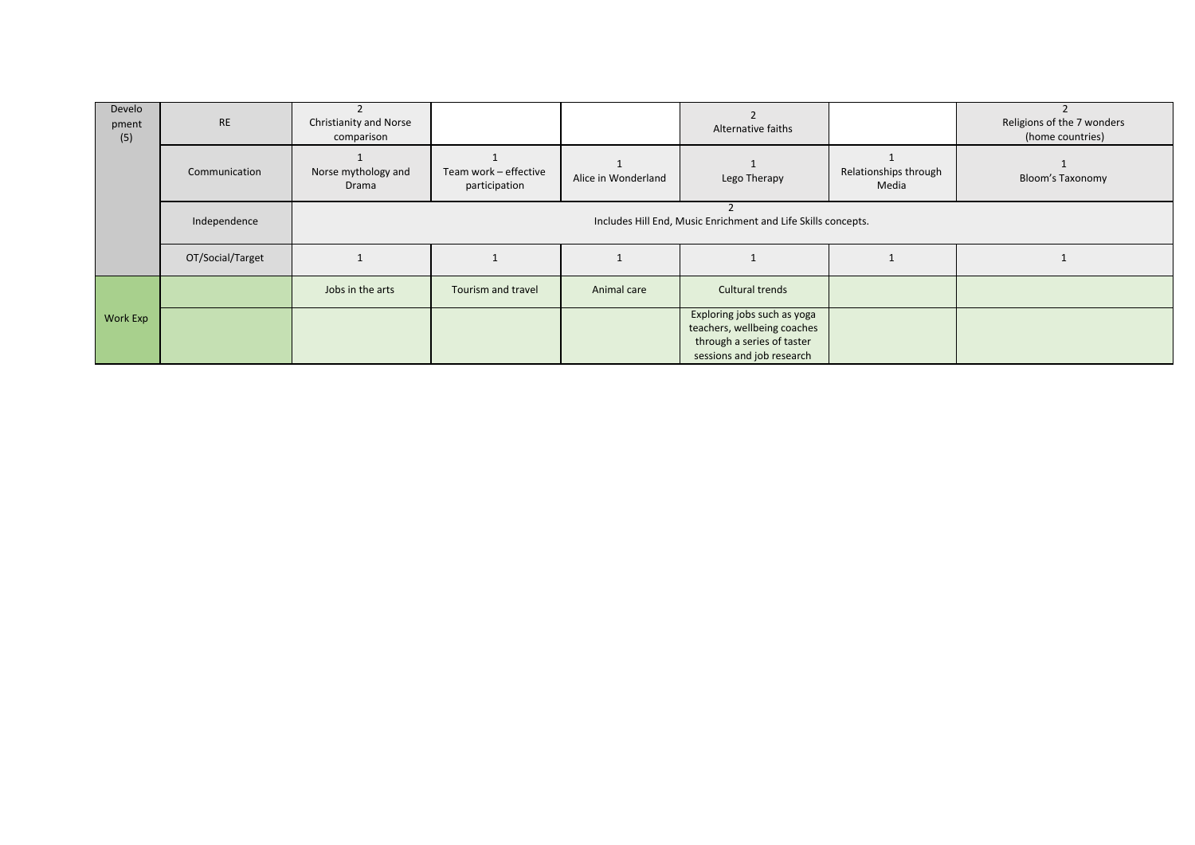| | | | | | | | |
|---|---|---|---|---|---|---|---|
| Development (5) | RE | 2<br>Christianity and Norse comparison | | | 2<br>Alternative faiths | | 2<br>Religions of the 7 wonders (home countries) |
| | Communication | 1<br>Norse mythology and Drama | 1<br>Team work – effective participation | 1<br>Alice in Wonderland | 1<br>Lego Therapy | 1<br>Relationships through Media | 1<br>Bloom's Taxonomy |
| | Independence | 2<br>Includes Hill End, Music Enrichment and Life Skills concepts. | | | | | |
| | OT/Social/Target | 1 | 1 | 1 | 1 | 1 | 1 |
| Work Exp | | Jobs in the arts | Tourism and travel | Animal care | Cultural trends | | |
| | | | | | Exploring jobs such as yoga teachers, wellbeing coaches through a series of taster sessions and job research | | |